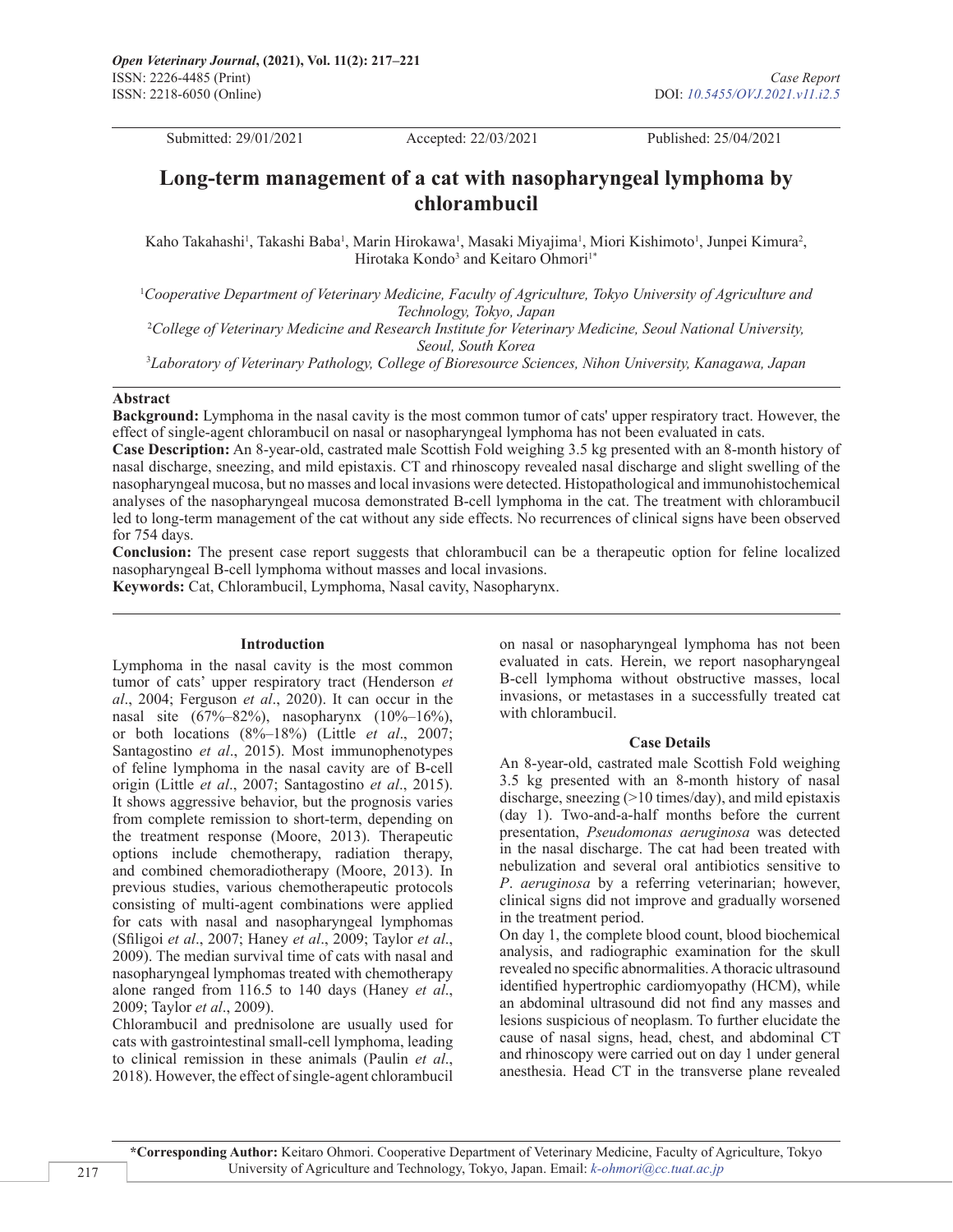# Long-term management of a cat with nasopharyngeal lymphoma by chlorambucil

Kaho Takahashi[1], Takashi Baba[1], Marin Hirokawa[1], Masaki Miyajima[1], Miori Kishimoto[1], Junpei Kimura[2], Hirotaka Kondo[3] and Keitaro Ohmori[1*]

[1]*Cooperative Department of Veterinary Medicine, Faculty of Agriculture, Tokyo University of Agriculture and Technology, Tokyo, Japan*

[2]*College of Veterinary Medicine and Research Institute for Veterinary Medicine, Seoul National University, Seoul, South Korea*

[3]*Laboratory of Veterinary Pathology, College of Bioresource Sciences, Nihon University, Kanagawa, Japan*

Submitted: 29/01/2021 Accepted: 22/03/2021 Published: 25/04/2021

## Abstract

**Background:** Lymphoma in the nasal cavity is the most common tumor of cats' upper respiratory tract. However, the effect of single-agent chlorambucil on nasal or nasopharyngeal lymphoma has not been evaluated in cats.

**Case Description:** An 8-year-old, castrated male Scottish Fold weighing 3.5 kg presented with an 8-month history of nasal discharge, sneezing, and mild epistaxis. CT and rhinoscopy revealed nasal discharge and slight swelling of the nasopharyngeal mucosa, but no masses and local invasions were detected. Histopathological and immunohistochemical analyses of the nasopharyngeal mucosa demonstrated B-cell lymphoma in the cat. The treatment with chlorambucil led to long-term management of the cat without any side effects. No recurrences of clinical signs have been observed for 754 days.

**Conclusion:** The present case report suggests that chlorambucil can be a therapeutic option for feline localized nasopharyngeal B-cell lymphoma without masses and local invasions.

**Keywords:** Cat, Chlorambucil, Lymphoma, Nasal cavity, Nasopharynx.

## Introduction

Lymphoma in the nasal cavity is the most common tumor of cats' upper respiratory tract (Henderson *et al*., 2004; Ferguson *et al*., 2020). It can occur in the nasal site (67%–82%), nasopharynx (10%–16%), or both locations (8%–18%) (Little *et al*., 2007; Santagostino *et al*., 2015). Most immunophenotypes of feline lymphoma in the nasal cavity are of B-cell origin (Little *et al*., 2007; Santagostino *et al*., 2015). It shows aggressive behavior, but the prognosis varies from complete remission to short-term, depending on the treatment response (Moore, 2013). Therapeutic options include chemotherapy, radiation therapy, and combined chemoradiotherapy (Moore, 2013). In previous studies, various chemotherapeutic protocols consisting of multi-agent combinations were applied for cats with nasal and nasopharyngeal lymphomas (Sfiligoi *et al*., 2007; Haney *et al*., 2009; Taylor *et al*., 2009). The median survival time of cats with nasal and nasopharyngeal lymphomas treated with chemotherapy alone ranged from 116.5 to 140 days (Haney *et al*., 2009; Taylor *et al*., 2009).

Chlorambucil and prednisolone are usually used for cats with gastrointestinal small-cell lymphoma, leading to clinical remission in these animals (Paulin *et al*., 2018). However, the effect of single-agent chlorambucil on nasal or nasopharyngeal lymphoma has not been evaluated in cats. Herein, we report nasopharyngeal B-cell lymphoma without obstructive masses, local invasions, or metastases in a successfully treated cat with chlorambucil.

## Case Details

An 8-year-old, castrated male Scottish Fold weighing 3.5 kg presented with an 8-month history of nasal discharge, sneezing (>10 times/day), and mild epistaxis (day 1). Two-and-a-half months before the current presentation, *Pseudomonas aeruginosa* was detected in the nasal discharge. The cat had been treated with nebulization and several oral antibiotics sensitive to *P. aeruginosa* by a referring veterinarian; however, clinical signs did not improve and gradually worsened in the treatment period.

On day 1, the complete blood count, blood biochemical analysis, and radiographic examination for the skull revealed no specific abnormalities. A thoracic ultrasound identified hypertrophic cardiomyopathy (HCM), while an abdominal ultrasound did not find any masses and lesions suspicious of neoplasm. To further elucidate the cause of nasal signs, head, chest, and abdominal CT and rhinoscopy were carried out on day 1 under general anesthesia. Head CT in the transverse plane revealed

*Corresponding Author: Keitaro Ohmori. Cooperative Department of Veterinary Medicine, Faculty of Agriculture, Tokyo University of Agriculture and Technology, Tokyo, Japan. Email: k-ohmori@cc.tuat.ac.jp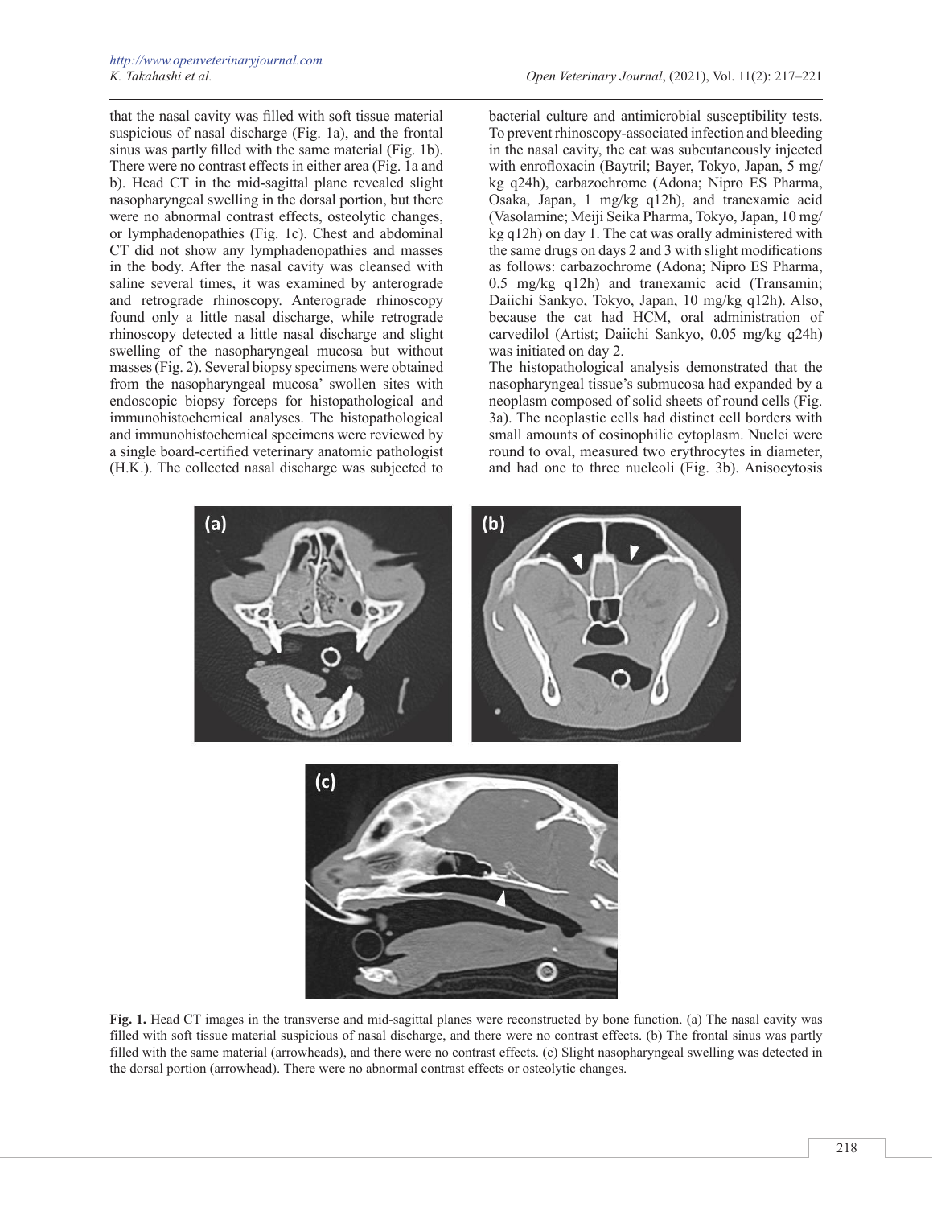that the nasal cavity was filled with soft tissue material suspicious of nasal discharge (Fig. 1a), and the frontal sinus was partly filled with the same material (Fig. 1b). There were no contrast effects in either area (Fig. 1a and b). Head CT in the mid-sagittal plane revealed slight nasopharyngeal swelling in the dorsal portion, but there were no abnormal contrast effects, osteolytic changes, or lymphadenopathies (Fig. 1c). Chest and abdominal CT did not show any lymphadenopathies and masses in the body. After the nasal cavity was cleansed with saline several times, it was examined by anterograde and retrograde rhinoscopy. Anterograde rhinoscopy found only a little nasal discharge, while retrograde rhinoscopy detected a little nasal discharge and slight swelling of the nasopharyngeal mucosa but without masses (Fig. 2). Several biopsy specimens were obtained from the nasopharyngeal mucosa' swollen sites with endoscopic biopsy forceps for histopathological and immunohistochemical analyses. The histopathological and immunohistochemical specimens were reviewed by a single board-certified veterinary anatomic pathologist (H.K.). The collected nasal discharge was subjected to bacterial culture and antimicrobial susceptibility tests. To prevent rhinoscopy-associated infection and bleeding in the nasal cavity, the cat was subcutaneously injected with enrofloxacin (Baytril; Bayer, Tokyo, Japan, 5 mg/kg q24h), carbazochrome (Adona; Nipro ES Pharma, Osaka, Japan, 1 mg/kg q12h), and tranexamic acid (Vasolamine; Meiji Seika Pharma, Tokyo, Japan, 10 mg/kg q12h) on day 1. The cat was orally administered with the same drugs on days 2 and 3 with slight modifications as follows: carbazochrome (Adona; Nipro ES Pharma, 0.5 mg/kg q12h) and tranexamic acid (Transamin; Daiichi Sankyo, Tokyo, Japan, 10 mg/kg q12h). Also, because the cat had HCM, oral administration of carvedilol (Artist; Daiichi Sankyo, 0.05 mg/kg q24h) was initiated on day 2.

The histopathological analysis demonstrated that the nasopharyngeal tissue's submucosa had expanded by a neoplasm composed of solid sheets of round cells (Fig. 3a). The neoplastic cells had distinct cell borders with small amounts of eosinophilic cytoplasm. Nuclei were round to oval, measured two erythrocytes in diameter, and had one to three nucleoli (Fig. 3b). Anisocytosis

**Fig. 1.** Head CT images in the transverse and mid-sagittal planes were reconstructed by bone function. (a) The nasal cavity was filled with soft tissue material suspicious of nasal discharge, and there were no contrast effects. (b) The frontal sinus was partly filled with the same material (arrowheads), and there were no contrast effects. (c) Slight nasopharyngeal swelling was detected in the dorsal portion (arrowhead). There were no abnormal contrast effects or osteolytic changes.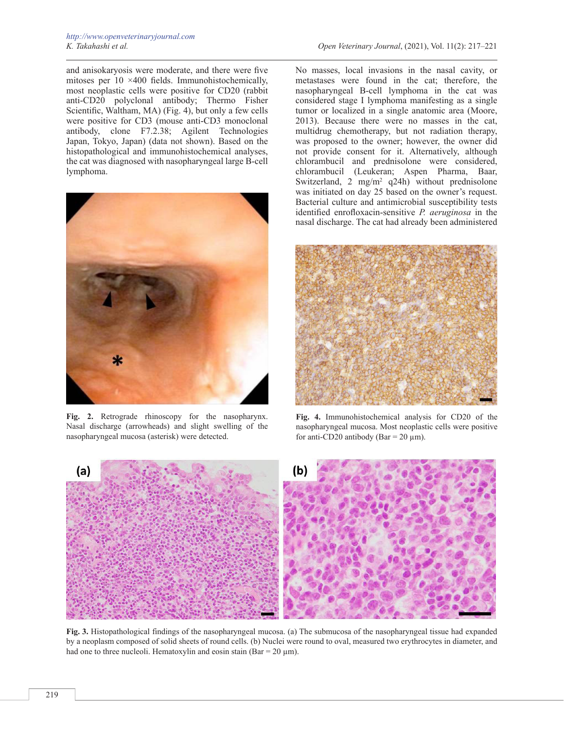and anisokaryosis were moderate, and there were five mitoses per 10 ×400 fields. Immunohistochemically, most neoplastic cells were positive for CD20 (rabbit anti-CD20 polyclonal antibody; Thermo Fisher Scientific, Waltham, MA) (Fig. 4), but only a few cells were positive for CD3 (mouse anti-CD3 monoclonal antibody, clone F7.2.38; Agilent Technologies Japan, Tokyo, Japan) (data not shown). Based on the histopathological and immunohistochemical analyses, the cat was diagnosed with nasopharyngeal large B-cell lymphoma.

**Fig. 2.** Retrograde rhinoscopy for the nasopharynx. Nasal discharge (arrowheads) and slight swelling of the nasopharyngeal mucosa (asterisk) were detected.

No masses, local invasions in the nasal cavity, or metastases were found in the cat; therefore, the nasopharyngeal B-cell lymphoma in the cat was considered stage I lymphoma manifesting as a single tumor or localized in a single anatomic area (Moore, 2013). Because there were no masses in the cat, multidrug chemotherapy, but not radiation therapy, was proposed to the owner; however, the owner did not provide consent for it. Alternatively, although chlorambucil and prednisolone were considered, chlorambucil (Leukeran; Aspen Pharma, Baar, Switzerland, 2 mg/m$^2$ q24h) without prednisolone was initiated on day 25 based on the owner's request. Bacterial culture and antimicrobial susceptibility tests identified enrofloxacin-sensitive *P. aeruginosa* in the nasal discharge. The cat had already been administered

**Fig. 4.** Immunohistochemical analysis for CD20 of the nasopharyngeal mucosa. Most neoplastic cells were positive for anti-CD20 antibody (Bar = 20 µm).

**Fig. 3.** Histopathological findings of the nasopharyngeal mucosa. (a) The submucosa of the nasopharyngeal tissue had expanded by a neoplasm composed of solid sheets of round cells. (b) Nuclei were round to oval, measured two erythrocytes in diameter, and had one to three nucleoli. Hematoxylin and eosin stain (Bar = 20 µm).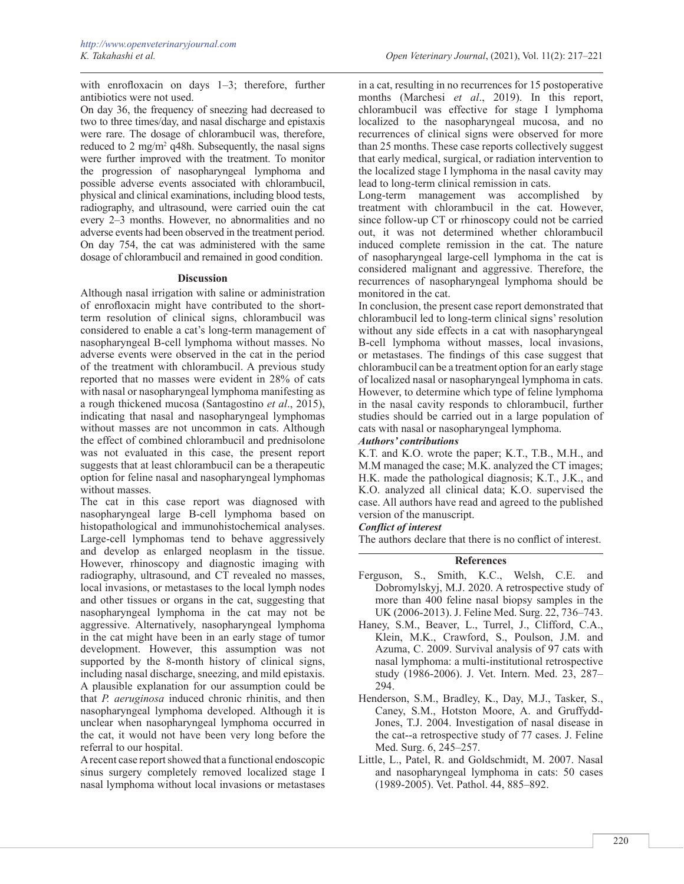with enrofloxacin on days 1–3; therefore, further antibiotics were not used.

On day 36, the frequency of sneezing had decreased to two to three times/day, and nasal discharge and epistaxis were rare. The dosage of chlorambucil was, therefore, reduced to 2 mg/m$^2$ q48h. Subsequently, the nasal signs were further improved with the treatment. To monitor the progression of nasopharyngeal lymphoma and possible adverse events associated with chlorambucil, physical and clinical examinations, including blood tests, radiography, and ultrasound, were carried ouin the cat every 2–3 months. However, no abnormalities and no adverse events had been observed in the treatment period. On day 754, the cat was administered with the same dosage of chlorambucil and remained in good condition.

## Discussion

Although nasal irrigation with saline or administration of enrofloxacin might have contributed to the short-term resolution of clinical signs, chlorambucil was considered to enable a cat's long-term management of nasopharyngeal B-cell lymphoma without masses. No adverse events were observed in the cat in the period of the treatment with chlorambucil. A previous study reported that no masses were evident in 28% of cats with nasal or nasopharyngeal lymphoma manifesting as a rough thickened mucosa (Santagostino *et al*., 2015), indicating that nasal and nasopharyngeal lymphomas without masses are not uncommon in cats. Although the effect of combined chlorambucil and prednisolone was not evaluated in this case, the present report suggests that at least chlorambucil can be a therapeutic option for feline nasal and nasopharyngeal lymphomas without masses.

The cat in this case report was diagnosed with nasopharyngeal large B-cell lymphoma based on histopathological and immunohistochemical analyses. Large-cell lymphomas tend to behave aggressively and develop as enlarged neoplasm in the tissue. However, rhinoscopy and diagnostic imaging with radiography, ultrasound, and CT revealed no masses, local invasions, or metastases to the local lymph nodes and other tissues or organs in the cat, suggesting that nasopharyngeal lymphoma in the cat may not be aggressive. Alternatively, nasopharyngeal lymphoma in the cat might have been in an early stage of tumor development. However, this assumption was not supported by the 8-month history of clinical signs, including nasal discharge, sneezing, and mild epistaxis. A plausible explanation for our assumption could be that *P. aeruginosa* induced chronic rhinitis, and then nasopharyngeal lymphoma developed. Although it is unclear when nasopharyngeal lymphoma occurred in the cat, it would not have been very long before the referral to our hospital.

A recent case report showed that a functional endoscopic sinus surgery completely removed localized stage I nasal lymphoma without local invasions or metastases in a cat, resulting in no recurrences for 15 postoperative months (Marchesi *et al*., 2019). In this report, chlorambucil was effective for stage I lymphoma localized to the nasopharyngeal mucosa, and no recurrences of clinical signs were observed for more than 25 months. These case reports collectively suggest that early medical, surgical, or radiation intervention to the localized stage I lymphoma in the nasal cavity may lead to long-term clinical remission in cats.

Long-term management was accomplished by treatment with chlorambucil in the cat. However, since follow-up CT or rhinoscopy could not be carried out, it was not determined whether chlorambucil induced complete remission in the cat. The nature of nasopharyngeal large-cell lymphoma in the cat is considered malignant and aggressive. Therefore, the recurrences of nasopharyngeal lymphoma should be monitored in the cat.

In conclusion, the present case report demonstrated that chlorambucil led to long-term clinical signs' resolution without any side effects in a cat with nasopharyngeal B-cell lymphoma without masses, local invasions, or metastases. The findings of this case suggest that chlorambucil can be a treatment option for an early stage of localized nasal or nasopharyngeal lymphoma in cats. However, to determine which type of feline lymphoma in the nasal cavity responds to chlorambucil, further studies should be carried out in a large population of cats with nasal or nasopharyngeal lymphoma.

***Authors' contributions***

K.T. and K.O. wrote the paper; K.T., T.B., M.H., and M.M managed the case; M.K. analyzed the CT images; H.K. made the pathological diagnosis; K.T., J.K., and K.O. analyzed all clinical data; K.O. supervised the case. All authors have read and agreed to the published version of the manuscript.

***Conflict of interest***

The authors declare that there is no conflict of interest.

## References

Ferguson, S., Smith, K.C., Welsh, C.E. and Dobromylskyj, M.J. 2020. A retrospective study of more than 400 feline nasal biopsy samples in the UK (2006-2013). J. Feline Med. Surg. 22, 736–743.

Haney, S.M., Beaver, L., Turrel, J., Clifford, C.A., Klein, M.K., Crawford, S., Poulson, J.M. and Azuma, C. 2009. Survival analysis of 97 cats with nasal lymphoma: a multi-institutional retrospective study (1986-2006). J. Vet. Intern. Med. 23, 287–294.

Henderson, S.M., Bradley, K., Day, M.J., Tasker, S., Caney, S.M., Hotston Moore, A. and Gruffydd-Jones, T.J. 2004. Investigation of nasal disease in the cat--a retrospective study of 77 cases. J. Feline Med. Surg. 6, 245–257.

Little, L., Patel, R. and Goldschmidt, M. 2007. Nasal and nasopharyngeal lymphoma in cats: 50 cases (1989-2005). Vet. Pathol. 44, 885–892.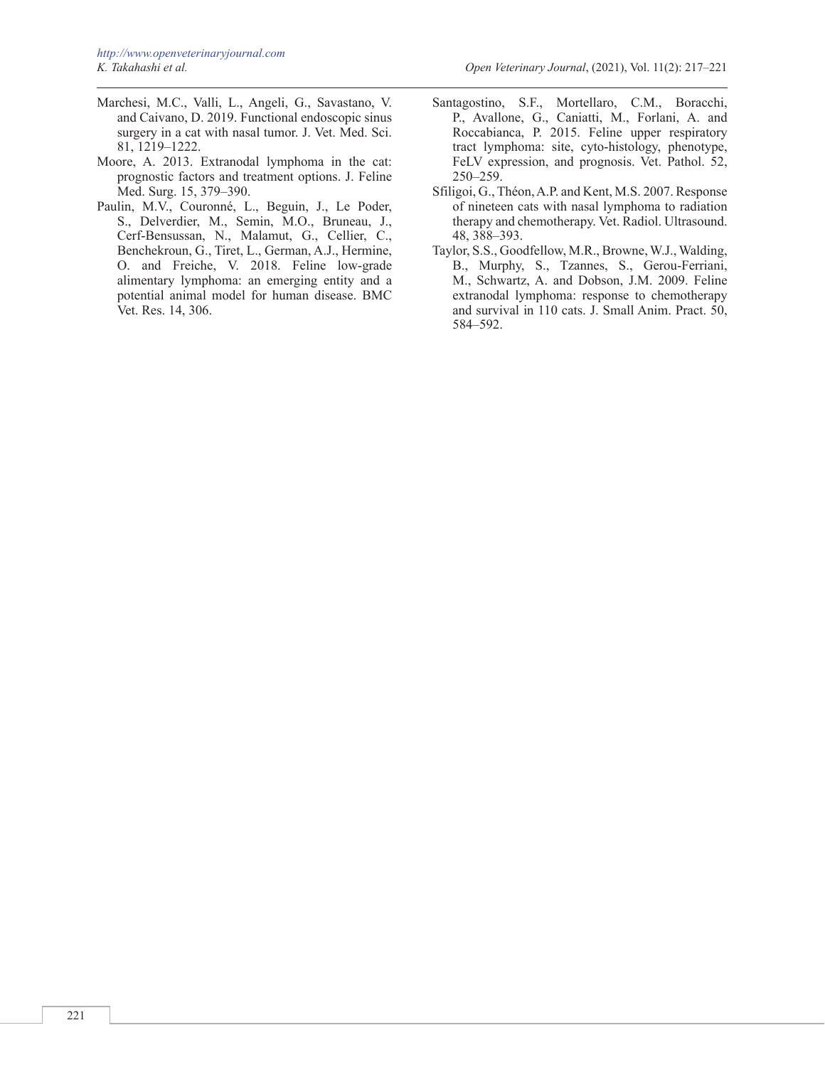Marchesi, M.C., Valli, L., Angeli, G., Savastano, V. and Caivano, D. 2019. Functional endoscopic sinus surgery in a cat with nasal tumor. J. Vet. Med. Sci. 81, 1219–1222.

Moore, A. 2013. Extranodal lymphoma in the cat: prognostic factors and treatment options. J. Feline Med. Surg. 15, 379–390.

Paulin, M.V., Couronné, L., Beguin, J., Le Poder, S., Delverdier, M., Semin, M.O., Bruneau, J., Cerf-Bensussan, N., Malamut, G., Cellier, C., Benchekroun, G., Tiret, L., German, A.J., Hermine, O. and Freiche, V. 2018. Feline low-grade alimentary lymphoma: an emerging entity and a potential animal model for human disease. BMC Vet. Res. 14, 306.

Santagostino, S.F., Mortellaro, C.M., Boracchi, P., Avallone, G., Caniatti, M., Forlani, A. and Roccabianca, P. 2015. Feline upper respiratory tract lymphoma: site, cyto-histology, phenotype, FeLV expression, and prognosis. Vet. Pathol. 52, 250–259.

Sfiligoi, G., Théon, A.P. and Kent, M.S. 2007. Response of nineteen cats with nasal lymphoma to radiation therapy and chemotherapy. Vet. Radiol. Ultrasound. 48, 388–393.

Taylor, S.S., Goodfellow, M.R., Browne, W.J., Walding, B., Murphy, S., Tzannes, S., Gerou-Ferriani, M., Schwartz, A. and Dobson, J.M. 2009. Feline extranodal lymphoma: response to chemotherapy and survival in 110 cats. J. Small Anim. Pract. 50, 584–592.